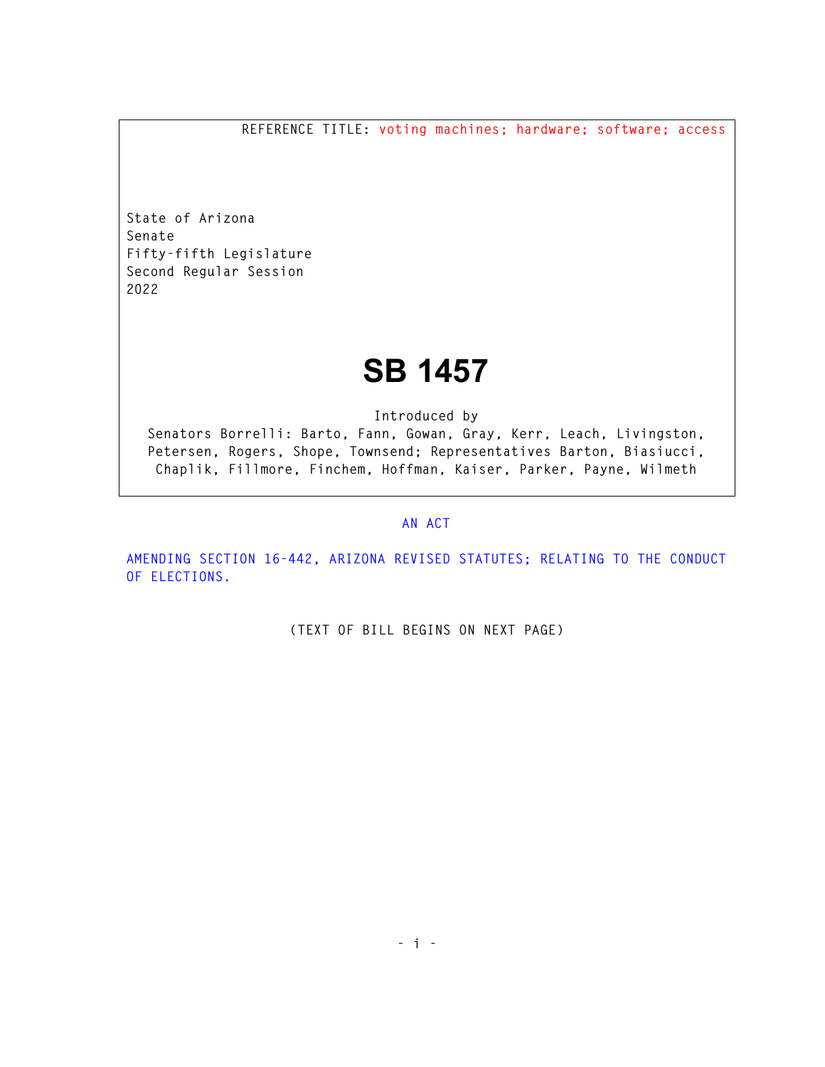REFERENCE TITLE: voting machines; hardware; software; access

State of Arizona
Senate
Fifty-fifth Legislature
Second Regular Session
2022

# SB 1457

Introduced by
Senators Borrelli: Barto, Fann, Gowan, Gray, Kerr, Leach, Livingston, Petersen, Rogers, Shope, Townsend; Representatives Barton, Biasiucci, Chaplik, Fillmore, Finchem, Hoffman, Kaiser, Parker, Payne, Wilmeth

AN ACT

AMENDING SECTION 16-442, ARIZONA REVISED STATUTES; RELATING TO THE CONDUCT OF ELECTIONS.

(TEXT OF BILL BEGINS ON NEXT PAGE)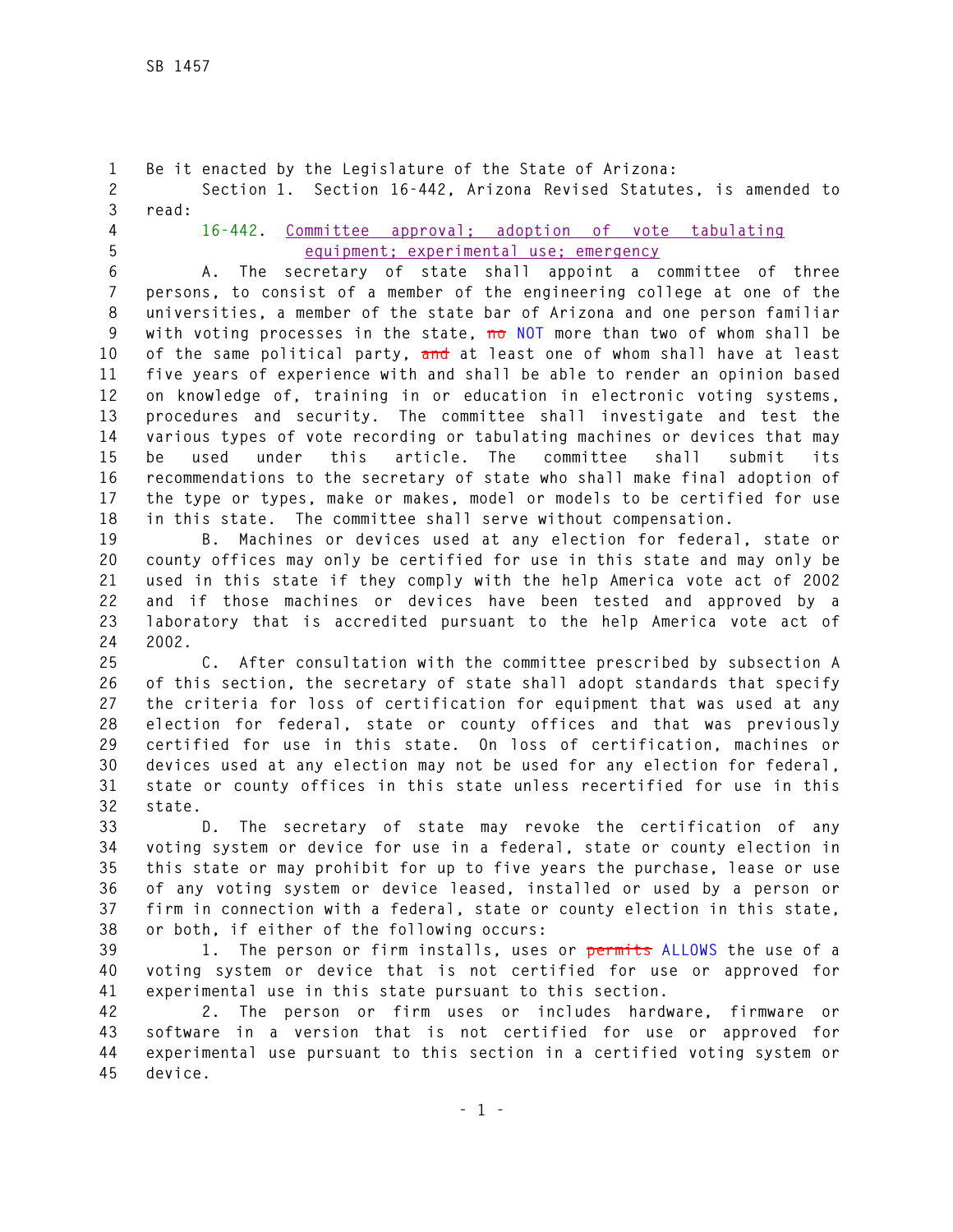Be it enacted by the Legislature of the State of Arizona:

Section 1. Section 16-442, Arizona Revised Statutes, is amended to read:

16-442. Committee approval; adoption of vote tabulating equipment; experimental use; emergency

A. The secretary of state shall appoint a committee of three persons, to consist of a member of the engineering college at one of the universities, a member of the state bar of Arizona and one person familiar with voting processes in the state, ~~no~~ NOT more than two of whom shall be of the same political party, ~~and~~ at least one of whom shall have at least five years of experience with and shall be able to render an opinion based on knowledge of, training in or education in electronic voting systems, procedures and security. The committee shall investigate and test the various types of vote recording or tabulating machines or devices that may be used under this article. The committee shall submit its recommendations to the secretary of state who shall make final adoption of the type or types, make or makes, model or models to be certified for use in this state. The committee shall serve without compensation.

B. Machines or devices used at any election for federal, state or county offices may only be certified for use in this state and may only be used in this state if they comply with the help America vote act of 2002 and if those machines or devices have been tested and approved by a laboratory that is accredited pursuant to the help America vote act of 2002.

C. After consultation with the committee prescribed by subsection A of this section, the secretary of state shall adopt standards that specify the criteria for loss of certification for equipment that was used at any election for federal, state or county offices and that was previously certified for use in this state. On loss of certification, machines or devices used at any election may not be used for any election for federal, state or county offices in this state unless recertified for use in this state.

D. The secretary of state may revoke the certification of any voting system or device for use in a federal, state or county election in this state or may prohibit for up to five years the purchase, lease or use of any voting system or device leased, installed or used by a person or firm in connection with a federal, state or county election in this state, or both, if either of the following occurs:

1. The person or firm installs, uses or ~~permits~~ ALLOWS the use of a voting system or device that is not certified for use or approved for experimental use in this state pursuant to this section.

2. The person or firm uses or includes hardware, firmware or software in a version that is not certified for use or approved for experimental use pursuant to this section in a certified voting system or device.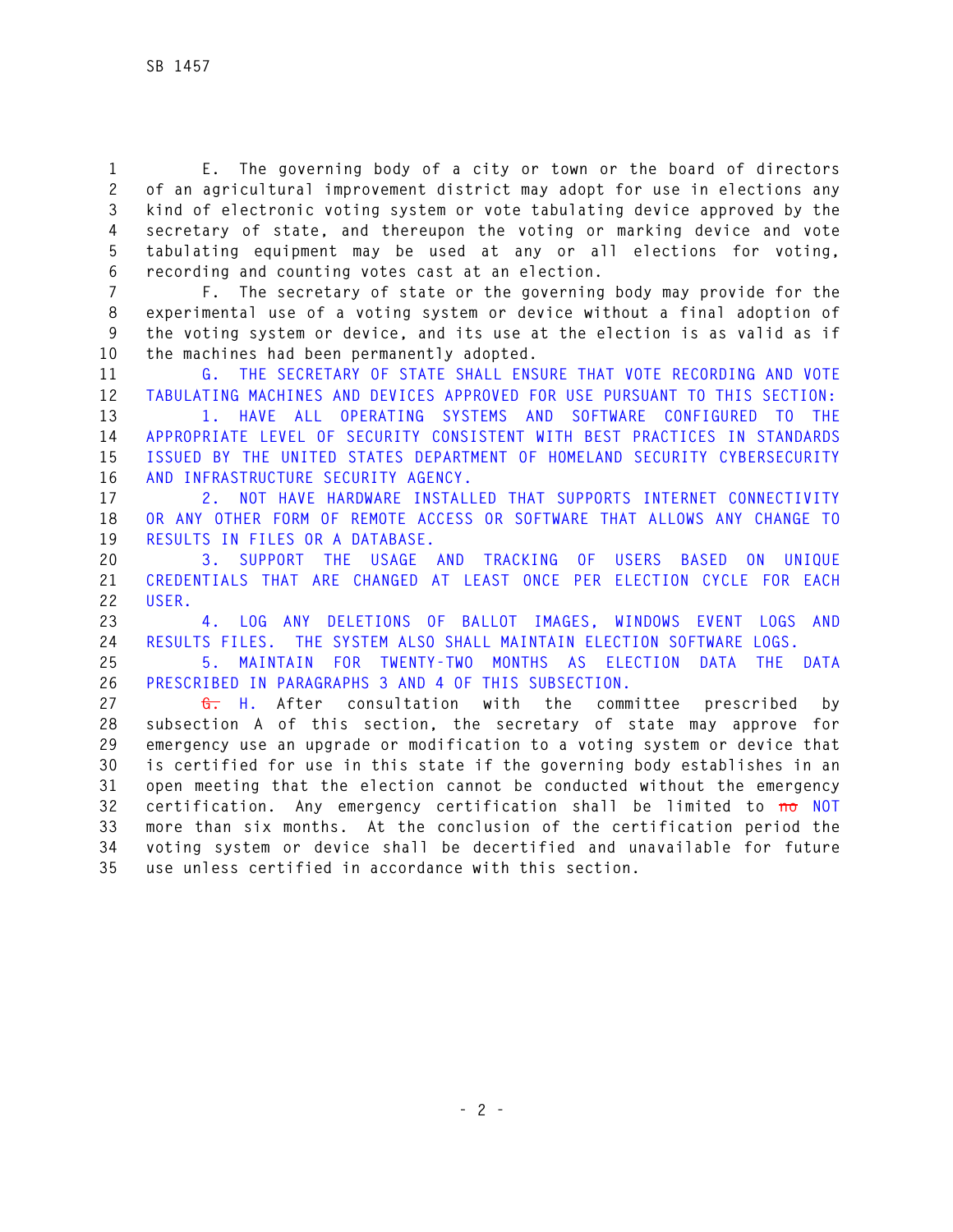E. The governing body of a city or town or the board of directors of an agricultural improvement district may adopt for use in elections any kind of electronic voting system or vote tabulating device approved by the secretary of state, and thereupon the voting or marking device and vote tabulating equipment may be used at any or all elections for voting, recording and counting votes cast at an election.

F. The secretary of state or the governing body may provide for the experimental use of a voting system or device without a final adoption of the voting system or device, and its use at the election is as valid as if the machines had been permanently adopted.

G. THE SECRETARY OF STATE SHALL ENSURE THAT VOTE RECORDING AND VOTE TABULATING MACHINES AND DEVICES APPROVED FOR USE PURSUANT TO THIS SECTION:

1. HAVE ALL OPERATING SYSTEMS AND SOFTWARE CONFIGURED TO THE APPROPRIATE LEVEL OF SECURITY CONSISTENT WITH BEST PRACTICES IN STANDARDS ISSUED BY THE UNITED STATES DEPARTMENT OF HOMELAND SECURITY CYBERSECURITY AND INFRASTRUCTURE SECURITY AGENCY.

2. NOT HAVE HARDWARE INSTALLED THAT SUPPORTS INTERNET CONNECTIVITY OR ANY OTHER FORM OF REMOTE ACCESS OR SOFTWARE THAT ALLOWS ANY CHANGE TO RESULTS IN FILES OR A DATABASE.

3. SUPPORT THE USAGE AND TRACKING OF USERS BASED ON UNIQUE CREDENTIALS THAT ARE CHANGED AT LEAST ONCE PER ELECTION CYCLE FOR EACH USER.

4. LOG ANY DELETIONS OF BALLOT IMAGES, WINDOWS EVENT LOGS AND RESULTS FILES. THE SYSTEM ALSO SHALL MAINTAIN ELECTION SOFTWARE LOGS.

5. MAINTAIN FOR TWENTY-TWO MONTHS AS ELECTION DATA THE DATA PRESCRIBED IN PARAGRAPHS 3 AND 4 OF THIS SUBSECTION.

~~G.~~ H. After consultation with the committee prescribed by subsection A of this section, the secretary of state may approve for emergency use an upgrade or modification to a voting system or device that is certified for use in this state if the governing body establishes in an open meeting that the election cannot be conducted without the emergency certification. Any emergency certification shall be limited to ~~no~~ NOT more than six months. At the conclusion of the certification period the voting system or device shall be decertified and unavailable for future use unless certified in accordance with this section.